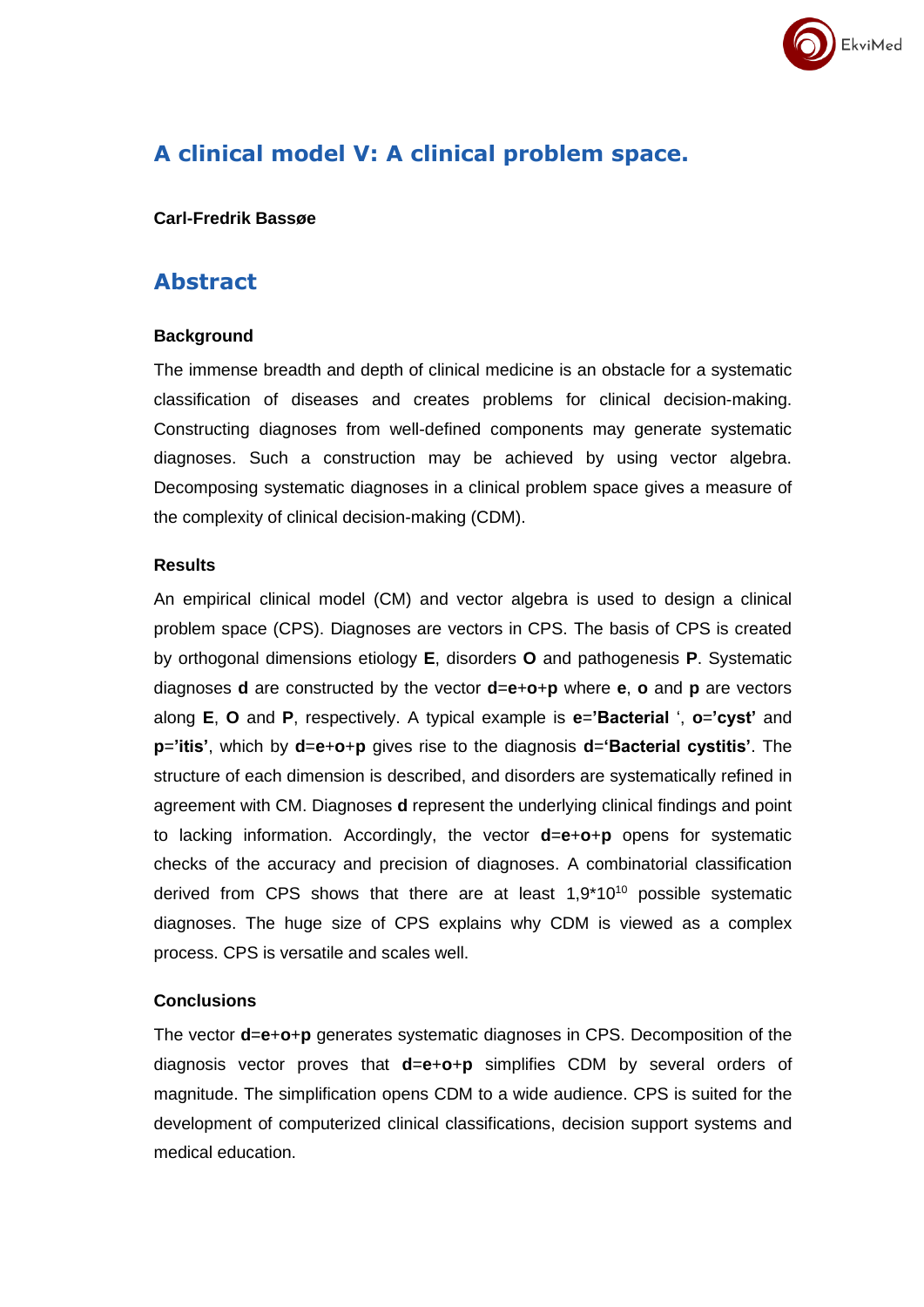# A clinical model V: A clinical problem space.

**Carl-Fredrik Bassøe**

## Abstract

### Background

The immense breadth and depth of clinical medicine is an obstacle for a systematic classification of diseases and creates problems for clinical decision-making. Constructing diagnoses from well-defined components may generate systematic diagnoses. Such a construction may be achieved by using vector algebra. Decomposing systematic diagnoses in a clinical problem space gives a measure of the complexity of clinical decision-making (CDM).

### Results

An empirical clinical model (CM) and vector algebra is used to design a clinical problem space (CPS). Diagnoses are vectors in CPS. The basis of CPS is created by orthogonal dimensions etiology **E**, disorders **O** and pathogenesis **P**. Systematic diagnoses **d** are constructed by the vector **d**=**e**+**o**+**p** where **e**, **o** and **p** are vectors along **E**, **O** and **P**, respectively. A typical example is **e**=**'Bacterial** ', **o**=**'cyst'** and **p**=**'itis'**, which by **d**=**e**+**o**+**p** gives rise to the diagnosis **d**=**'Bacterial cystitis'**. The structure of each dimension is described, and disorders are systematically refined in agreement with CM. Diagnoses **d** represent the underlying clinical findings and point to lacking information. Accordingly, the vector **d**=**e**+**o**+**p** opens for systematic checks of the accuracy and precision of diagnoses. A combinatorial classification derived from CPS shows that there are at least $1{,}9 \times 10^{10}$ possible systematic diagnoses. The huge size of CPS explains why CDM is viewed as a complex process. CPS is versatile and scales well.

### Conclusions

The vector **d**=**e**+**o**+**p** generates systematic diagnoses in CPS. Decomposition of the diagnosis vector proves that **d**=**e**+**o**+**p** simplifies CDM by several orders of magnitude. The simplification opens CDM to a wide audience. CPS is suited for the development of computerized clinical classifications, decision support systems and medical education.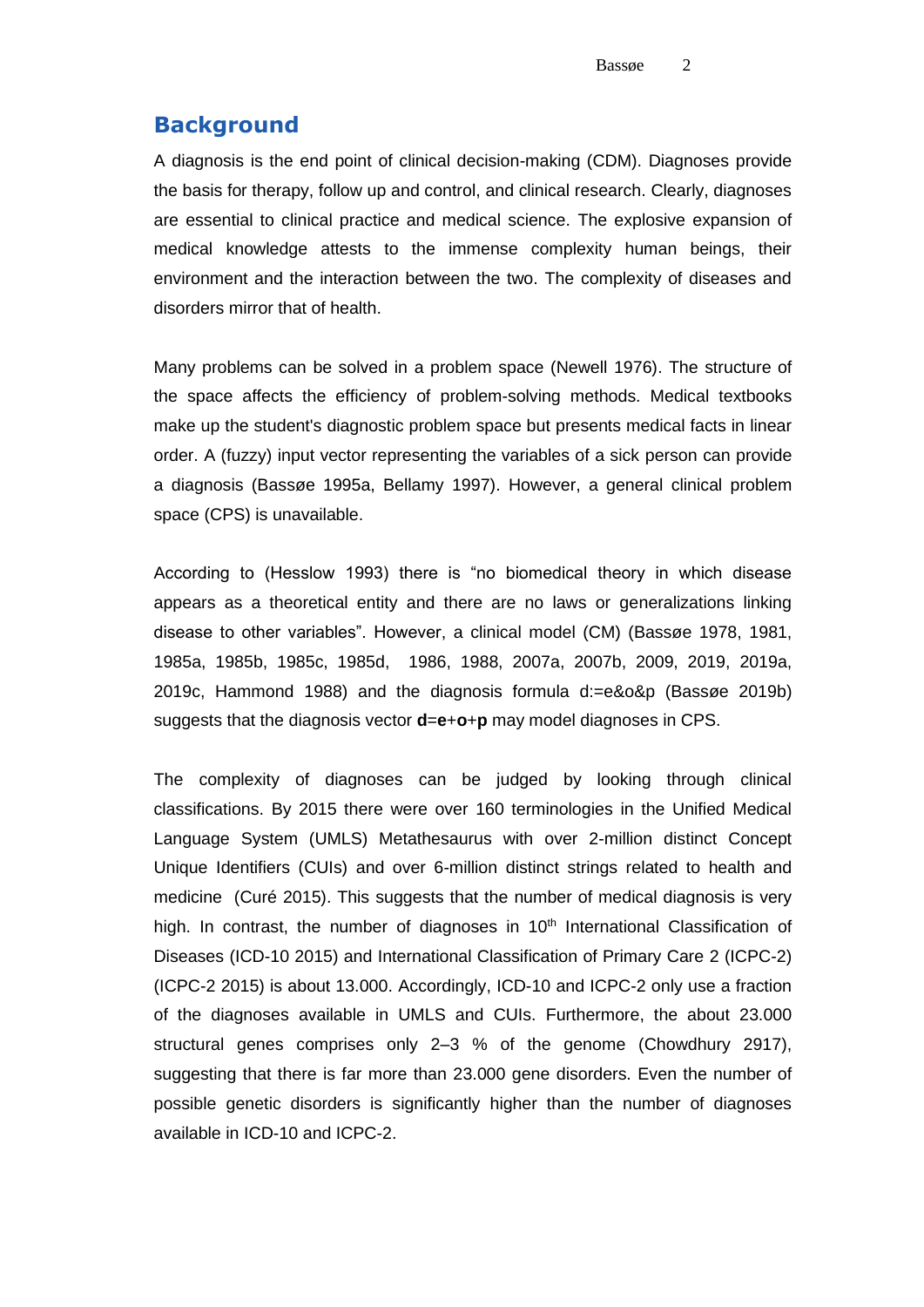## Background

A diagnosis is the end point of clinical decision-making (CDM). Diagnoses provide the basis for therapy, follow up and control, and clinical research. Clearly, diagnoses are essential to clinical practice and medical science. The explosive expansion of medical knowledge attests to the immense complexity human beings, their environment and the interaction between the two. The complexity of diseases and disorders mirror that of health.

Many problems can be solved in a problem space (Newell 1976). The structure of the space affects the efficiency of problem-solving methods. Medical textbooks make up the student's diagnostic problem space but presents medical facts in linear order. A (fuzzy) input vector representing the variables of a sick person can provide a diagnosis (Bassøe 1995a, Bellamy 1997). However, a general clinical problem space (CPS) is unavailable.

According to (Hesslow 1993) there is "no biomedical theory in which disease appears as a theoretical entity and there are no laws or generalizations linking disease to other variables". However, a clinical model (CM) (Bassøe 1978, 1981, 1985a, 1985b, 1985c, 1985d, 1986, 1988, 2007a, 2007b, 2009, 2019, 2019a, 2019c, Hammond 1988) and the diagnosis formula d:=e&o&p (Bassøe 2019b) suggests that the diagnosis vector $\mathbf{d}=\mathbf{e}+\mathbf{o}+\mathbf{p}$ may model diagnoses in CPS.

The complexity of diagnoses can be judged by looking through clinical classifications. By 2015 there were over 160 terminologies in the Unified Medical Language System (UMLS) Metathesaurus with over 2-million distinct Concept Unique Identifiers (CUIs) and over 6-million distinct strings related to health and medicine (Curé 2015). This suggests that the number of medical diagnosis is very high. In contrast, the number of diagnoses in 10th International Classification of Diseases (ICD-10 2015) and International Classification of Primary Care 2 (ICPC-2) (ICPC-2 2015) is about 13.000. Accordingly, ICD-10 and ICPC-2 only use a fraction of the diagnoses available in UMLS and CUIs. Furthermore, the about 23.000 structural genes comprises only 2–3 % of the genome (Chowdhury 2917), suggesting that there is far more than 23.000 gene disorders. Even the number of possible genetic disorders is significantly higher than the number of diagnoses available in ICD-10 and ICPC-2.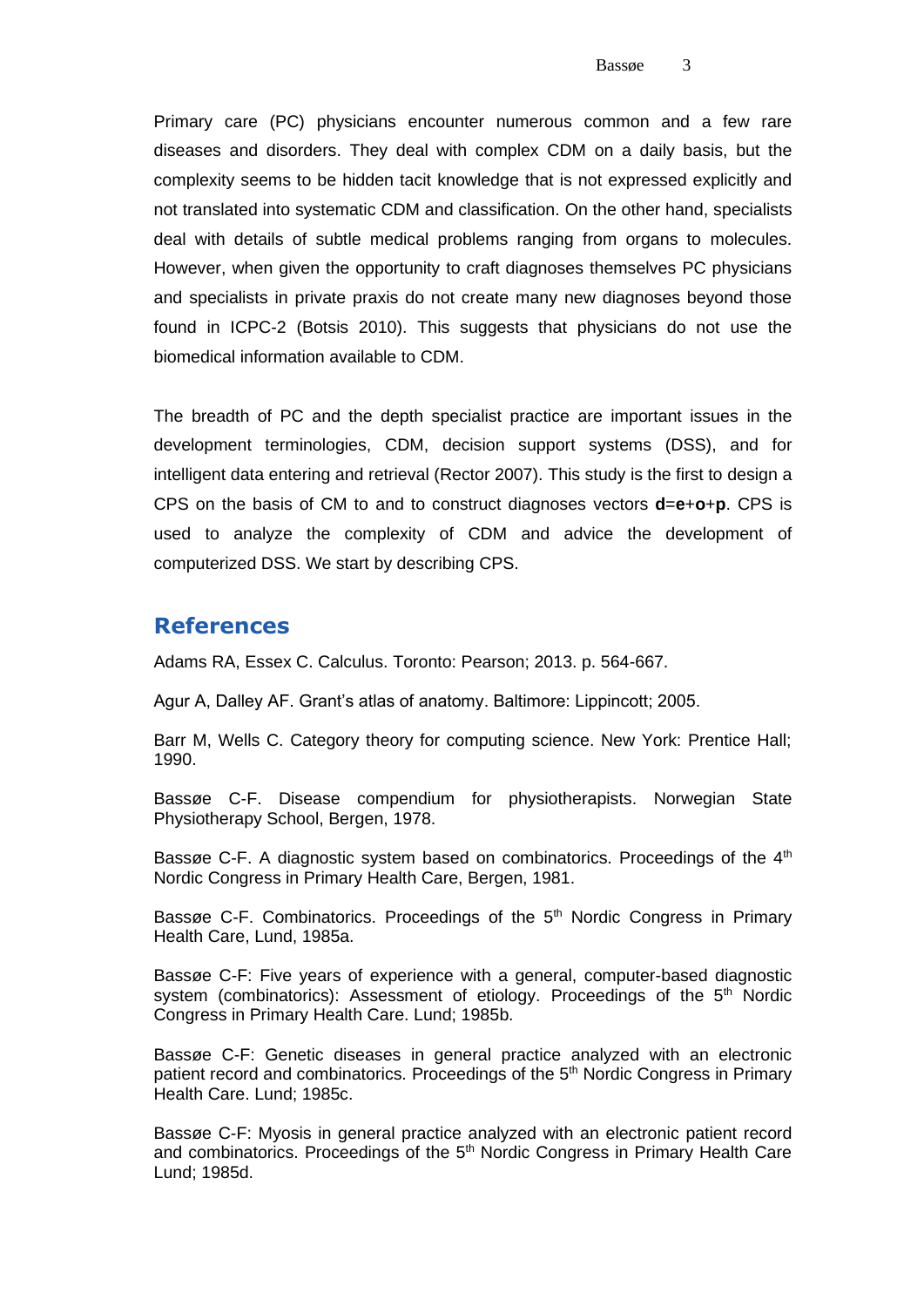Primary care (PC) physicians encounter numerous common and a few rare diseases and disorders. They deal with complex CDM on a daily basis, but the complexity seems to be hidden tacit knowledge that is not expressed explicitly and not translated into systematic CDM and classification. On the other hand, specialists deal with details of subtle medical problems ranging from organs to molecules. However, when given the opportunity to craft diagnoses themselves PC physicians and specialists in private praxis do not create many new diagnoses beyond those found in ICPC-2 (Botsis 2010). This suggests that physicians do not use the biomedical information available to CDM.

The breadth of PC and the depth specialist practice are important issues in the development terminologies, CDM, decision support systems (DSS), and for intelligent data entering and retrieval (Rector 2007). This study is the first to design a CPS on the basis of CM to and to construct diagnoses vectors $\mathbf{d}=\mathbf{e}+\mathbf{o}+\mathbf{p}$. CPS is used to analyze the complexity of CDM and advice the development of computerized DSS. We start by describing CPS.

## References

Adams RA, Essex C. Calculus. Toronto: Pearson; 2013. p. 564-667.

Agur A, Dalley AF. Grant's atlas of anatomy. Baltimore: Lippincott; 2005.

Barr M, Wells C. Category theory for computing science. New York: Prentice Hall; 1990.

Bassøe C-F. Disease compendium for physiotherapists. Norwegian State Physiotherapy School, Bergen, 1978.

Bassøe C-F. A diagnostic system based on combinatorics. Proceedings of the 4th Nordic Congress in Primary Health Care, Bergen, 1981.

Bassøe C-F. Combinatorics. Proceedings of the 5th Nordic Congress in Primary Health Care, Lund, 1985a.

Bassøe C-F: Five years of experience with a general, computer-based diagnostic system (combinatorics): Assessment of etiology. Proceedings of the 5th Nordic Congress in Primary Health Care. Lund; 1985b.

Bassøe C-F: Genetic diseases in general practice analyzed with an electronic patient record and combinatorics. Proceedings of the 5th Nordic Congress in Primary Health Care. Lund; 1985c.

Bassøe C-F: Myosis in general practice analyzed with an electronic patient record and combinatorics. Proceedings of the 5th Nordic Congress in Primary Health Care Lund; 1985d.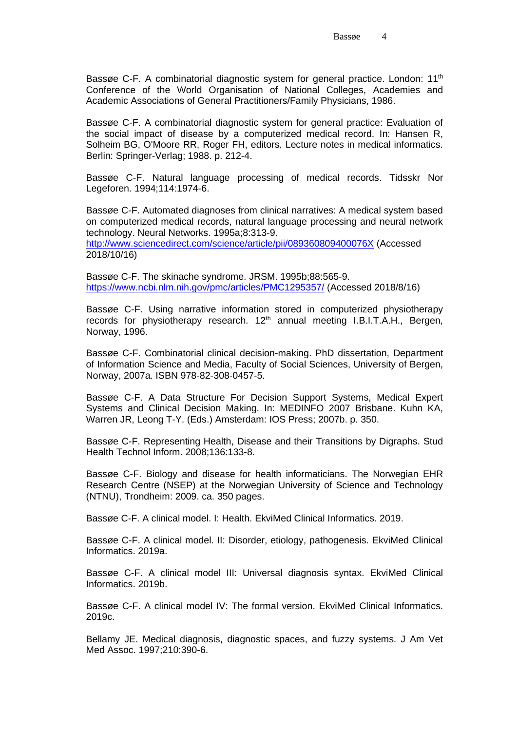Bassøe C-F. A combinatorial diagnostic system for general practice. London: 11th Conference of the World Organisation of National Colleges, Academies and Academic Associations of General Practitioners/Family Physicians, 1986.

Bassøe C-F. A combinatorial diagnostic system for general practice: Evaluation of the social impact of disease by a computerized medical record. In: Hansen R, Solheim BG, O'Moore RR, Roger FH, editors. Lecture notes in medical informatics. Berlin: Springer-Verlag; 1988. p. 212-4.

Bassøe C-F. Natural language processing of medical records. Tidsskr Nor Legeforen. 1994;114:1974-6.

Bassøe C-F. Automated diagnoses from clinical narratives: A medical system based on computerized medical records, natural language processing and neural network technology. Neural Networks. 1995a;8:313-9. http://www.sciencedirect.com/science/article/pii/089360809400076X (Accessed 2018/10/16)

Bassøe C-F. The skinache syndrome. JRSM. 1995b;88:565-9. https://www.ncbi.nlm.nih.gov/pmc/articles/PMC1295357/ (Accessed 2018/8/16)

Bassøe C-F. Using narrative information stored in computerized physiotherapy records for physiotherapy research. 12th annual meeting I.B.I.T.A.H., Bergen, Norway, 1996.

Bassøe C-F. Combinatorial clinical decision-making. PhD dissertation, Department of Information Science and Media, Faculty of Social Sciences, University of Bergen, Norway, 2007a. ISBN 978-82-308-0457-5.

Bassøe C-F. A Data Structure For Decision Support Systems, Medical Expert Systems and Clinical Decision Making. In: MEDINFO 2007 Brisbane. Kuhn KA, Warren JR, Leong T-Y. (Eds.) Amsterdam: IOS Press; 2007b. p. 350.

Bassøe C-F. Representing Health, Disease and their Transitions by Digraphs. Stud Health Technol Inform. 2008;136:133-8.

Bassøe C-F. Biology and disease for health informaticians. The Norwegian EHR Research Centre (NSEP) at the Norwegian University of Science and Technology (NTNU), Trondheim: 2009. ca. 350 pages.

Bassøe C-F. A clinical model. I: Health. EkviMed Clinical Informatics. 2019.

Bassøe C-F. A clinical model. II: Disorder, etiology, pathogenesis. EkviMed Clinical Informatics. 2019a.

Bassøe C-F. A clinical model III: Universal diagnosis syntax. EkviMed Clinical Informatics. 2019b.

Bassøe C-F. A clinical model IV: The formal version. EkviMed Clinical Informatics. 2019c.

Bellamy JE. Medical diagnosis, diagnostic spaces, and fuzzy systems. J Am Vet Med Assoc. 1997;210:390-6.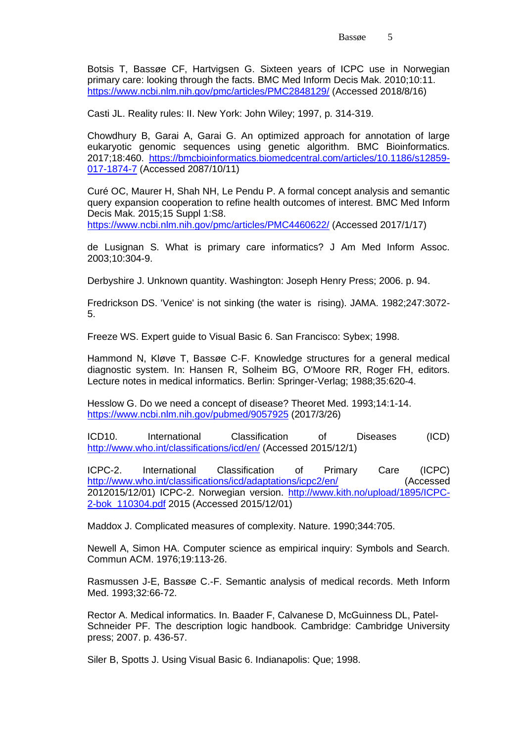Botsis T, Bassøe CF, Hartvigsen G. Sixteen years of ICPC use in Norwegian primary care: looking through the facts. BMC Med Inform Decis Mak. 2010;10:11. https://www.ncbi.nlm.nih.gov/pmc/articles/PMC2848129/ (Accessed 2018/8/16)

Casti JL. Reality rules: II. New York: John Wiley; 1997, p. 314-319.

Chowdhury B, Garai A, Garai G. An optimized approach for annotation of large eukaryotic genomic sequences using genetic algorithm. BMC Bioinformatics. 2017;18:460. https://bmcbioinformatics.biomedcentral.com/articles/10.1186/s12859-017-1874-7 (Accessed 2087/10/11)

Curé OC, Maurer H, Shah NH, Le Pendu P. A formal concept analysis and semantic query expansion cooperation to refine health outcomes of interest. BMC Med Inform Decis Mak. 2015;15 Suppl 1:S8. https://www.ncbi.nlm.nih.gov/pmc/articles/PMC4460622/ (Accessed 2017/1/17)

de Lusignan S. What is primary care informatics? J Am Med Inform Assoc. 2003;10:304-9.

Derbyshire J. Unknown quantity. Washington: Joseph Henry Press; 2006. p. 94.

Fredrickson DS. 'Venice' is not sinking (the water is rising). JAMA. 1982;247:3072-5.

Freeze WS. Expert guide to Visual Basic 6. San Francisco: Sybex; 1998.

Hammond N, Kløve T, Bassøe C-F. Knowledge structures for a general medical diagnostic system. In: Hansen R, Solheim BG, O'Moore RR, Roger FH, editors. Lecture notes in medical informatics. Berlin: Springer-Verlag; 1988;35:620-4.

Hesslow G. Do we need a concept of disease? Theoret Med. 1993;14:1-14. https://www.ncbi.nlm.nih.gov/pubmed/9057925 (2017/3/26)

ICD10. International Classification of Diseases (ICD) http://www.who.int/classifications/icd/en/ (Accessed 2015/12/1)

ICPC-2. International Classification of Primary Care (ICPC) http://www.who.int/classifications/icd/adaptations/icpc2/en/ (Accessed 2012015/12/01) ICPC-2. Norwegian version. http://www.kith.no/upload/1895/ICPC-2-bok_110304.pdf 2015 (Accessed 2015/12/01)

Maddox J. Complicated measures of complexity. Nature. 1990;344:705.

Newell A, Simon HA. Computer science as empirical inquiry: Symbols and Search. Commun ACM. 1976;19:113-26.

Rasmussen J-E, Bassøe C.-F. Semantic analysis of medical records. Meth Inform Med. 1993;32:66-72.

Rector A. Medical informatics. In. Baader F, Calvanese D, McGuinness DL, Patel-Schneider PF. The description logic handbook. Cambridge: Cambridge University press; 2007. p. 436-57.

Siler B, Spotts J. Using Visual Basic 6. Indianapolis: Que; 1998.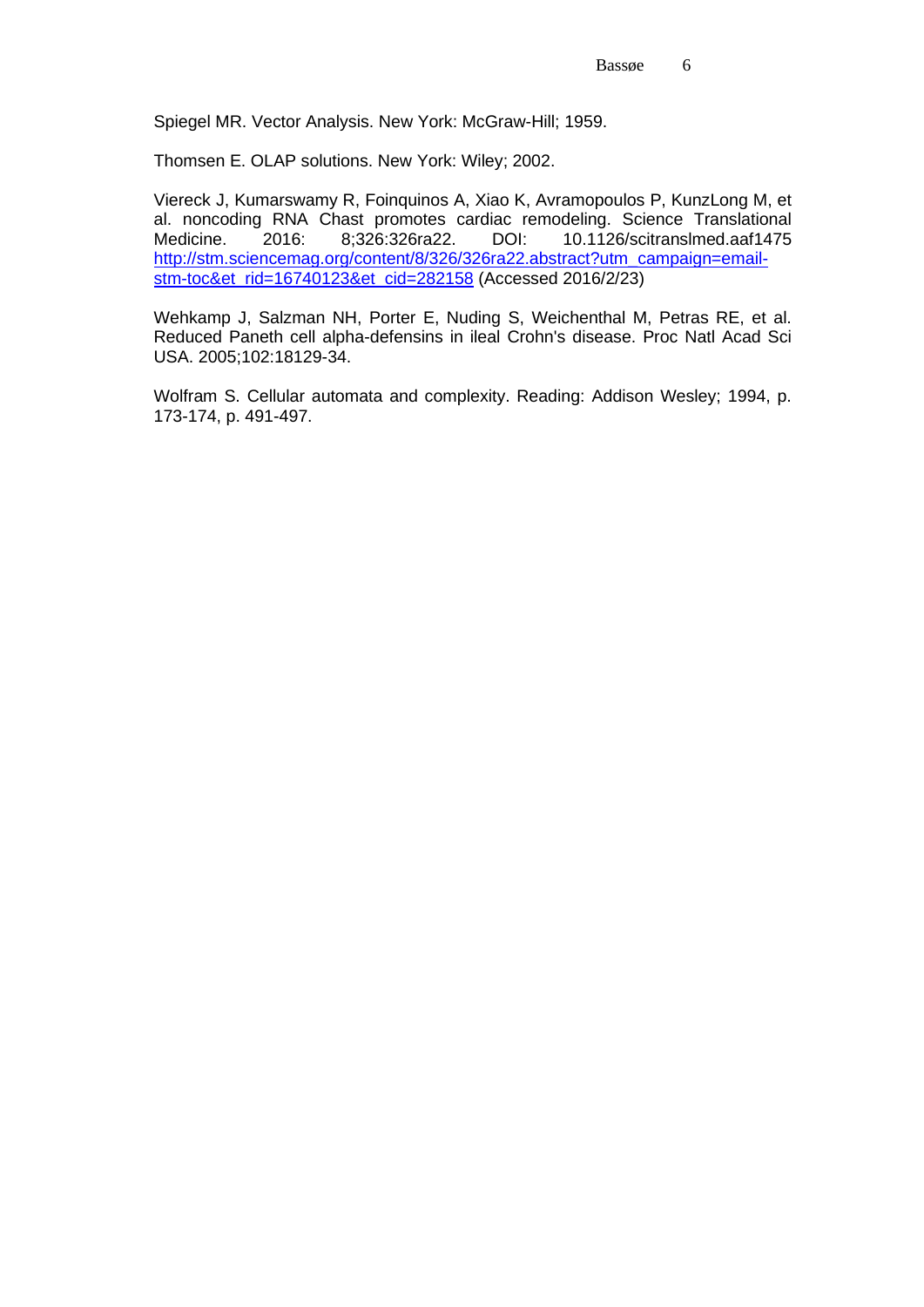Spiegel MR. Vector Analysis. New York: McGraw-Hill; 1959.

Thomsen E. OLAP solutions. New York: Wiley; 2002.

Viereck J, Kumarswamy R, Foinquinos A, Xiao K, Avramopoulos P, KunzLong M, et al. noncoding RNA Chast promotes cardiac remodeling. Science Translational Medicine. 2016: 8;326:326ra22. DOI: 10.1126/scitranslmed.aaf1475 [http://stm.sciencemag.org/content/8/326/326ra22.abstract?utm_campaign=email-stm-toc&et_rid=16740123&et_cid=282158](http://stm.sciencemag.org/content/8/326/326ra22.abstract?utm_campaign=email-stm-toc&et_rid=16740123&et_cid=282158) (Accessed 2016/2/23)

Wehkamp J, Salzman NH, Porter E, Nuding S, Weichenthal M, Petras RE, et al. Reduced Paneth cell alpha-defensins in ileal Crohn's disease. Proc Natl Acad Sci USA. 2005;102:18129-34.

Wolfram S. Cellular automata and complexity. Reading: Addison Wesley; 1994, p. 173-174, p. 491-497.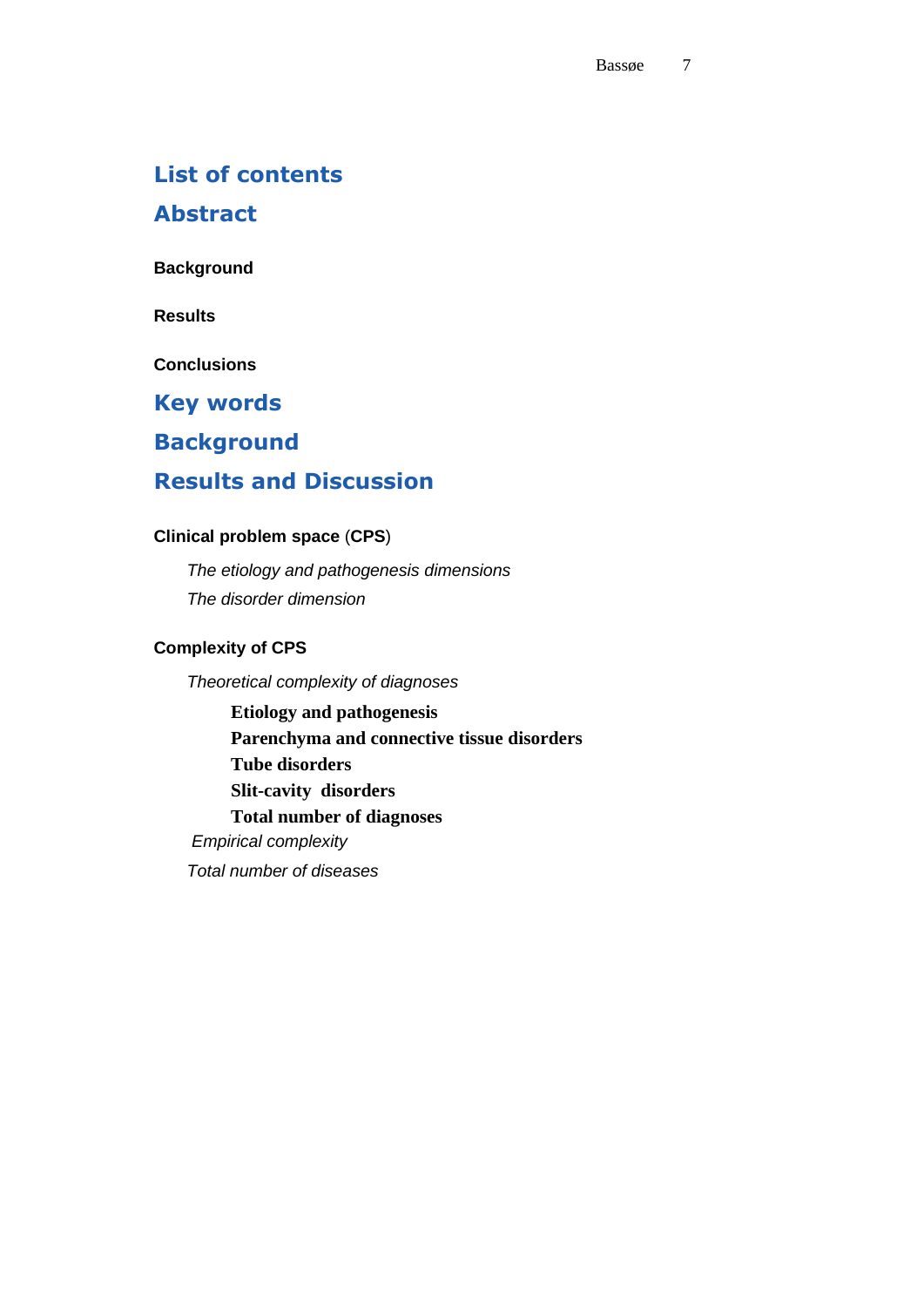## List of contents

## Abstract

**Background**

**Results**

**Conclusions**

## Key words

## Background

## Results and Discussion

**Clinical problem space** (**CPS**)

*The etiology and pathogenesis dimensions*

*The disorder dimension*

**Complexity of CPS**

*Theoretical complexity of diagnoses*

**Etiology and pathogenesis**

**Parenchyma and connective tissue disorders**

**Tube disorders**

**Slit-cavity disorders**

**Total number of diagnoses**

*Empirical complexity*

*Total number of diseases*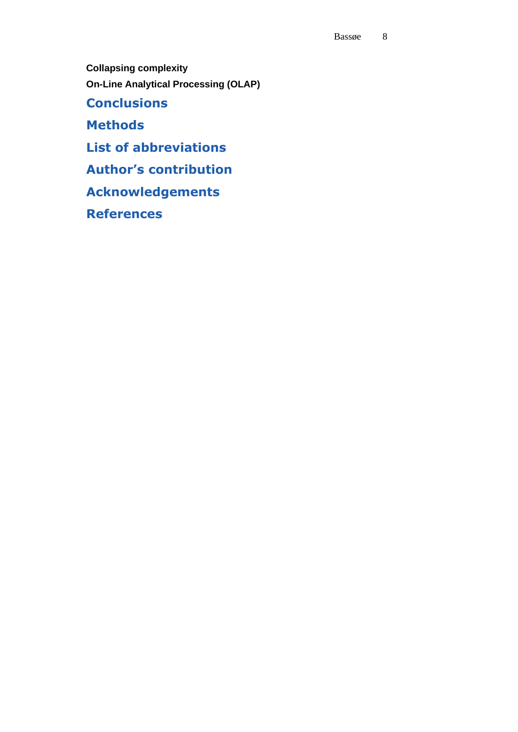### Collapsing complexity

### On-Line Analytical Processing (OLAP)

## Conclusions

## Methods

## List of abbreviations

## Author's contribution

## Acknowledgements

## References